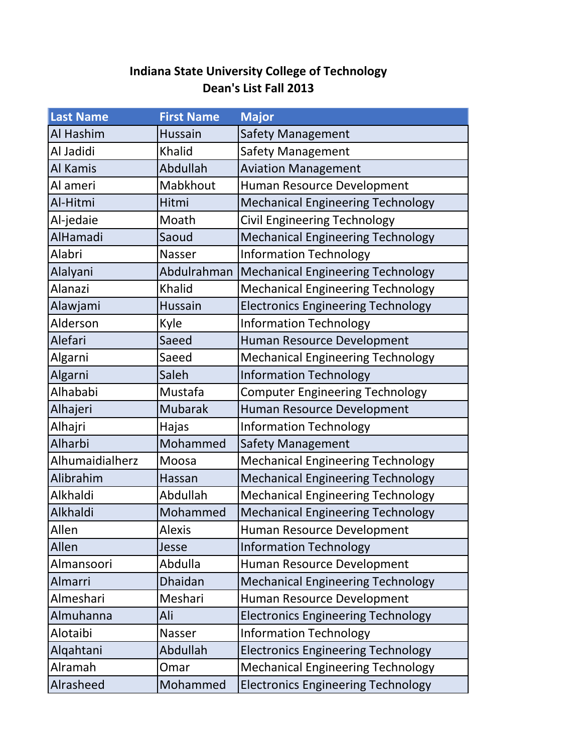# Indiana State University College of Technology
## Dean's List Fall 2013

| Last Name | First Name | Major |
|---|---|---|
| Al Hashim | Hussain | Safety Management |
| Al Jadidi | Khalid | Safety Management |
| Al Kamis | Abdullah | Aviation Management |
| Al ameri | Mabkhout | Human Resource Development |
| Al-Hitmi | Hitmi | Mechanical Engineering Technology |
| Al-jedaie | Moath | Civil Engineering Technology |
| AlHamadi | Saoud | Mechanical Engineering Technology |
| Alabri | Nasser | Information Technology |
| Alalyani | Abdulrahman | Mechanical Engineering Technology |
| Alanazi | Khalid | Mechanical Engineering Technology |
| Alawjami | Hussain | Electronics Engineering Technology |
| Alderson | Kyle | Information Technology |
| Alefari | Saeed | Human Resource Development |
| Algarni | Saeed | Mechanical Engineering Technology |
| Algarni | Saleh | Information Technology |
| Alhababi | Mustafa | Computer Engineering Technology |
| Alhajeri | Mubarak | Human Resource Development |
| Alhajri | Hajas | Information Technology |
| Alharbi | Mohammed | Safety Management |
| Alhumaidialherz | Moosa | Mechanical Engineering Technology |
| Alibrahim | Hassan | Mechanical Engineering Technology |
| Alkhaldi | Abdullah | Mechanical Engineering Technology |
| Alkhaldi | Mohammed | Mechanical Engineering Technology |
| Allen | Alexis | Human Resource Development |
| Allen | Jesse | Information Technology |
| Almansoori | Abdulla | Human Resource Development |
| Almarri | Dhaidan | Mechanical Engineering Technology |
| Almeshari | Meshari | Human Resource Development |
| Almuhanna | Ali | Electronics Engineering Technology |
| Alotaibi | Nasser | Information Technology |
| Alqahtani | Abdullah | Electronics Engineering Technology |
| Alramah | Omar | Mechanical Engineering Technology |
| Alrasheed | Mohammed | Electronics Engineering Technology |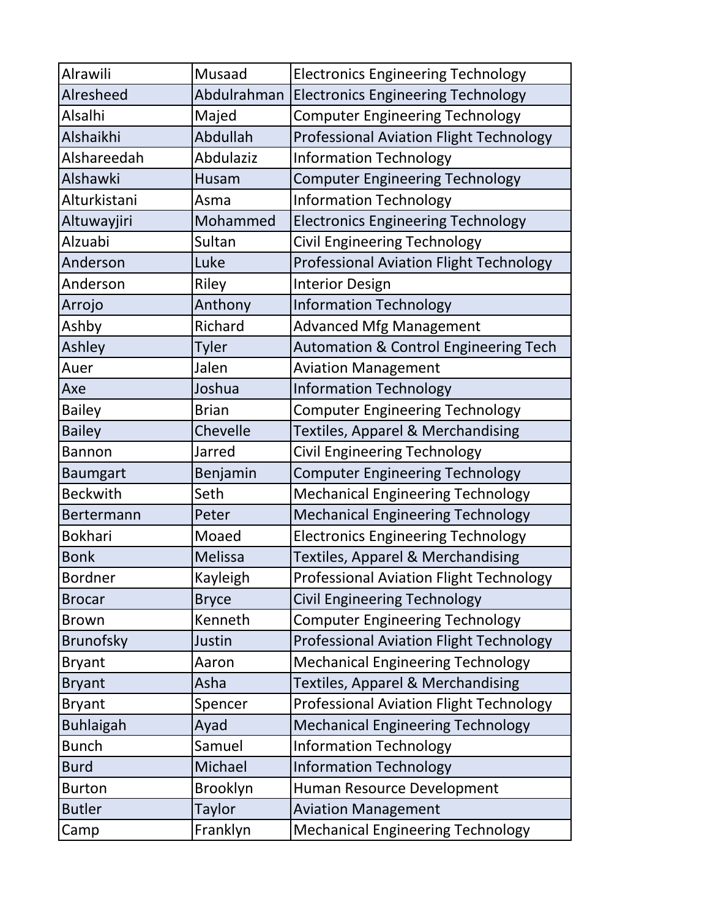| Alrawili | Musaad | Electronics Engineering Technology |
|---|---|---|
| Alresheed | Abdulrahman | Electronics Engineering Technology |
| Alsalhi | Majed | Computer Engineering Technology |
| Alshaikhi | Abdullah | Professional Aviation Flight Technology |
| Alshareedah | Abdulaziz | Information Technology |
| Alshawki | Husam | Computer Engineering Technology |
| Alturkistani | Asma | Information Technology |
| Altuwayjiri | Mohammed | Electronics Engineering Technology |
| Alzuabi | Sultan | Civil Engineering Technology |
| Anderson | Luke | Professional Aviation Flight Technology |
| Anderson | Riley | Interior Design |
| Arrojo | Anthony | Information Technology |
| Ashby | Richard | Advanced Mfg Management |
| Ashley | Tyler | Automation & Control Engineering Tech |
| Auer | Jalen | Aviation Management |
| Axe | Joshua | Information Technology |
| Bailey | Brian | Computer Engineering Technology |
| Bailey | Chevelle | Textiles, Apparel & Merchandising |
| Bannon | Jarred | Civil Engineering Technology |
| Baumgart | Benjamin | Computer Engineering Technology |
| Beckwith | Seth | Mechanical Engineering Technology |
| Bertermann | Peter | Mechanical Engineering Technology |
| Bokhari | Moaed | Electronics Engineering Technology |
| Bonk | Melissa | Textiles, Apparel & Merchandising |
| Bordner | Kayleigh | Professional Aviation Flight Technology |
| Brocar | Bryce | Civil Engineering Technology |
| Brown | Kenneth | Computer Engineering Technology |
| Brunofsky | Justin | Professional Aviation Flight Technology |
| Bryant | Aaron | Mechanical Engineering Technology |
| Bryant | Asha | Textiles, Apparel & Merchandising |
| Bryant | Spencer | Professional Aviation Flight Technology |
| Buhlaigah | Ayad | Mechanical Engineering Technology |
| Bunch | Samuel | Information Technology |
| Burd | Michael | Information Technology |
| Burton | Brooklyn | Human Resource Development |
| Butler | Taylor | Aviation Management |
| Camp | Franklyn | Mechanical Engineering Technology |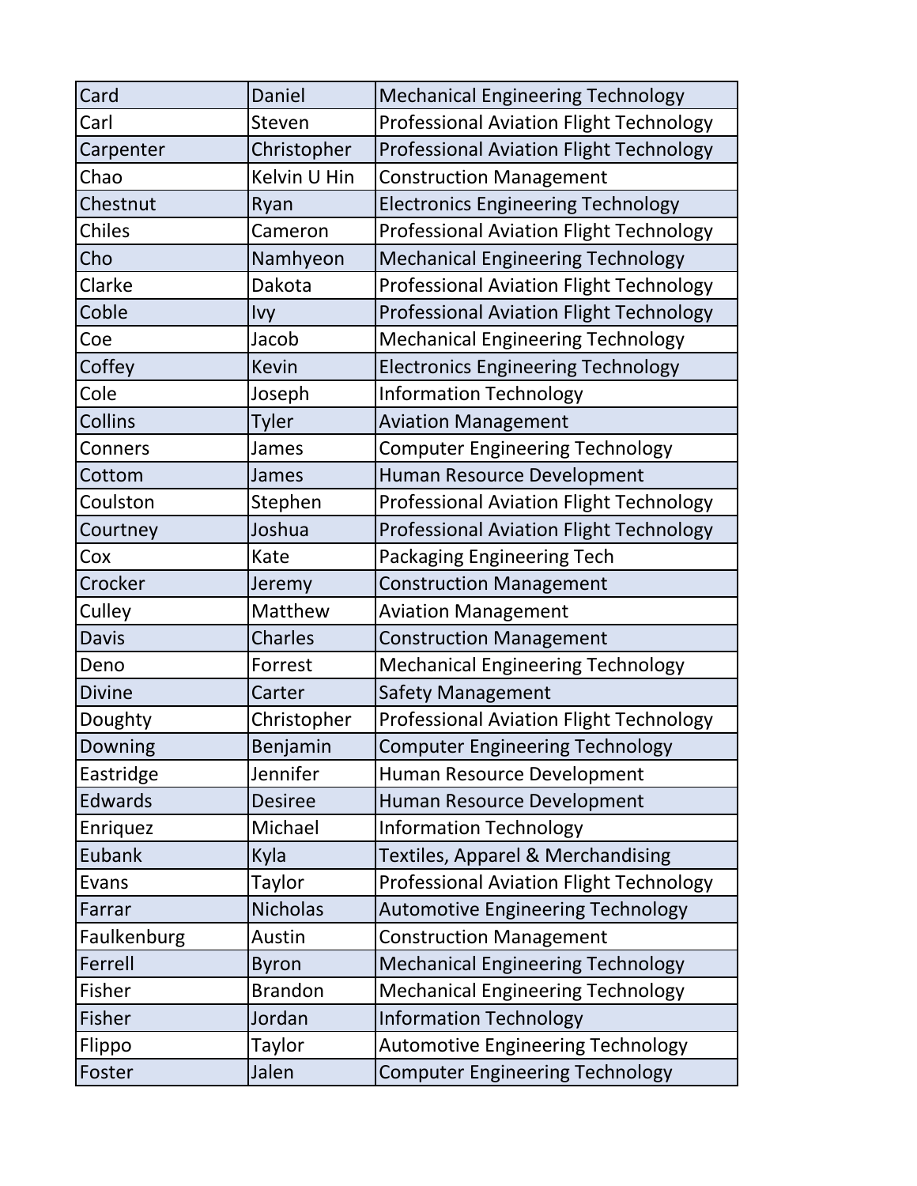| | | |
|---|---|---|
| Card | Daniel | Mechanical Engineering Technology |
| Carl | Steven | Professional Aviation Flight Technology |
| Carpenter | Christopher | Professional Aviation Flight Technology |
| Chao | Kelvin U Hin | Construction Management |
| Chestnut | Ryan | Electronics Engineering Technology |
| Chiles | Cameron | Professional Aviation Flight Technology |
| Cho | Namhyeon | Mechanical Engineering Technology |
| Clarke | Dakota | Professional Aviation Flight Technology |
| Coble | Ivy | Professional Aviation Flight Technology |
| Coe | Jacob | Mechanical Engineering Technology |
| Coffey | Kevin | Electronics Engineering Technology |
| Cole | Joseph | Information Technology |
| Collins | Tyler | Aviation Management |
| Conners | James | Computer Engineering Technology |
| Cottom | James | Human Resource Development |
| Coulston | Stephen | Professional Aviation Flight Technology |
| Courtney | Joshua | Professional Aviation Flight Technology |
| Cox | Kate | Packaging Engineering Tech |
| Crocker | Jeremy | Construction Management |
| Culley | Matthew | Aviation Management |
| Davis | Charles | Construction Management |
| Deno | Forrest | Mechanical Engineering Technology |
| Divine | Carter | Safety Management |
| Doughty | Christopher | Professional Aviation Flight Technology |
| Downing | Benjamin | Computer Engineering Technology |
| Eastridge | Jennifer | Human Resource Development |
| Edwards | Desiree | Human Resource Development |
| Enriquez | Michael | Information Technology |
| Eubank | Kyla | Textiles, Apparel & Merchandising |
| Evans | Taylor | Professional Aviation Flight Technology |
| Farrar | Nicholas | Automotive Engineering Technology |
| Faulkenburg | Austin | Construction Management |
| Ferrell | Byron | Mechanical Engineering Technology |
| Fisher | Brandon | Mechanical Engineering Technology |
| Fisher | Jordan | Information Technology |
| Flippo | Taylor | Automotive Engineering Technology |
| Foster | Jalen | Computer Engineering Technology |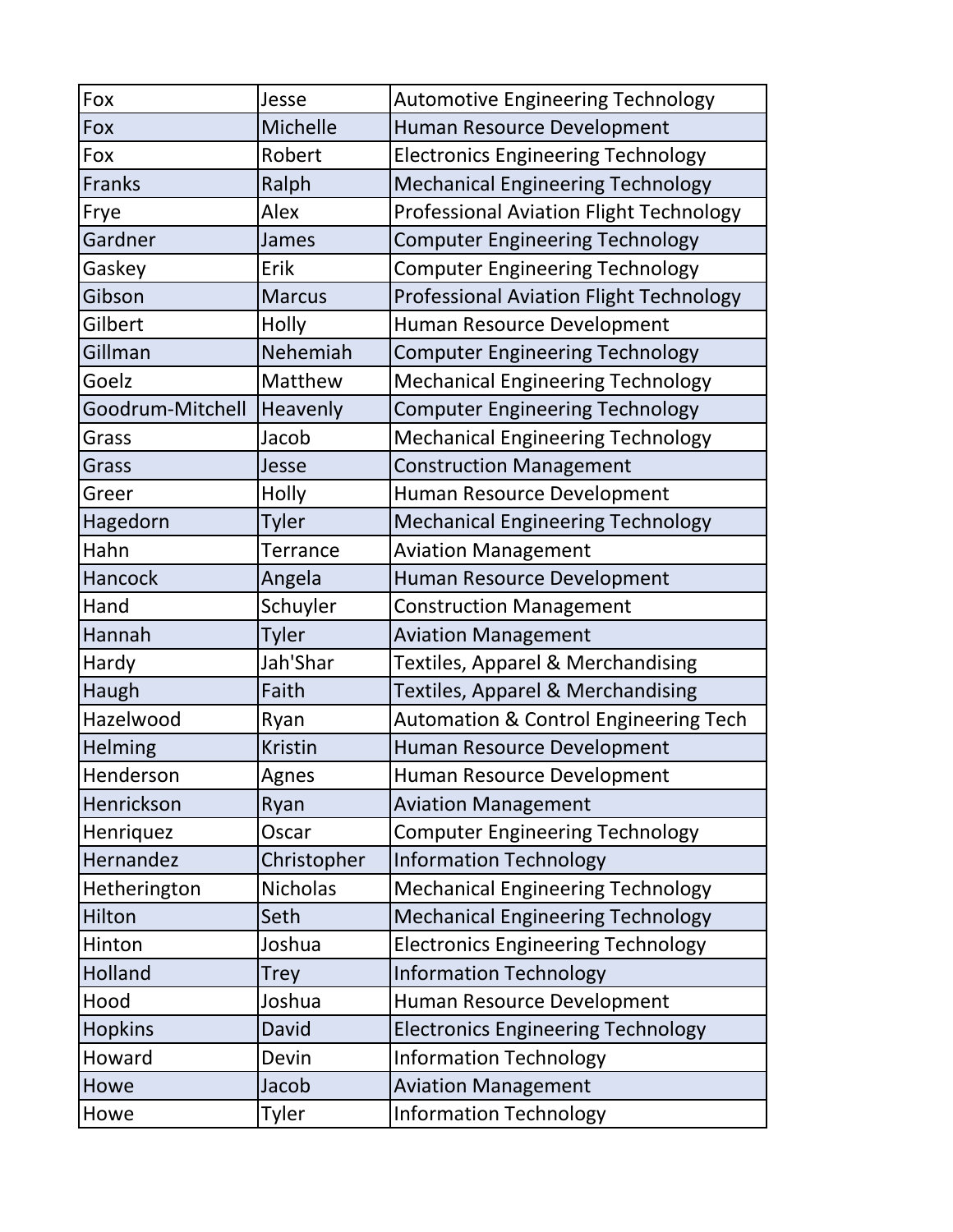| Fox | Jesse | Automotive Engineering Technology |
|---|---|---|
| Fox | Michelle | Human Resource Development |
| Fox | Robert | Electronics Engineering Technology |
| Franks | Ralph | Mechanical Engineering Technology |
| Frye | Alex | Professional Aviation Flight Technology |
| Gardner | James | Computer Engineering Technology |
| Gaskey | Erik | Computer Engineering Technology |
| Gibson | Marcus | Professional Aviation Flight Technology |
| Gilbert | Holly | Human Resource Development |
| Gillman | Nehemiah | Computer Engineering Technology |
| Goelz | Matthew | Mechanical Engineering Technology |
| Goodrum-Mitchell | Heavenly | Computer Engineering Technology |
| Grass | Jacob | Mechanical Engineering Technology |
| Grass | Jesse | Construction Management |
| Greer | Holly | Human Resource Development |
| Hagedorn | Tyler | Mechanical Engineering Technology |
| Hahn | Terrance | Aviation Management |
| Hancock | Angela | Human Resource Development |
| Hand | Schuyler | Construction Management |
| Hannah | Tyler | Aviation Management |
| Hardy | Jah'Shar | Textiles, Apparel & Merchandising |
| Haugh | Faith | Textiles, Apparel & Merchandising |
| Hazelwood | Ryan | Automation & Control Engineering Tech |
| Helming | Kristin | Human Resource Development |
| Henderson | Agnes | Human Resource Development |
| Henrickson | Ryan | Aviation Management |
| Henriquez | Oscar | Computer Engineering Technology |
| Hernandez | Christopher | Information Technology |
| Hetherington | Nicholas | Mechanical Engineering Technology |
| Hilton | Seth | Mechanical Engineering Technology |
| Hinton | Joshua | Electronics Engineering Technology |
| Holland | Trey | Information Technology |
| Hood | Joshua | Human Resource Development |
| Hopkins | David | Electronics Engineering Technology |
| Howard | Devin | Information Technology |
| Howe | Jacob | Aviation Management |
| Howe | Tyler | Information Technology |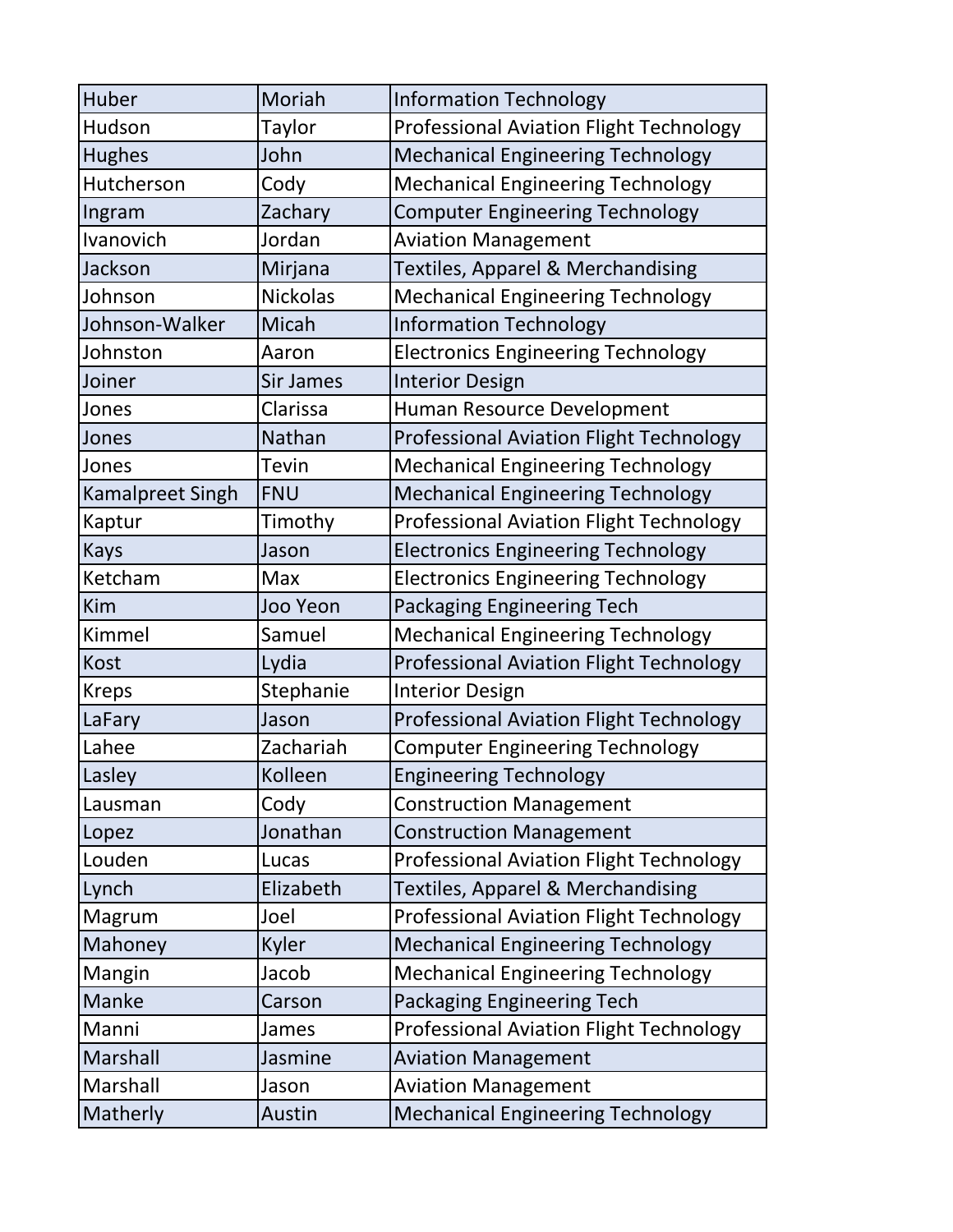| | | |
|---|---|---|
| Huber | Moriah | Information Technology |
| Hudson | Taylor | Professional Aviation Flight Technology |
| Hughes | John | Mechanical Engineering Technology |
| Hutcherson | Cody | Mechanical Engineering Technology |
| Ingram | Zachary | Computer Engineering Technology |
| Ivanovich | Jordan | Aviation Management |
| Jackson | Mirjana | Textiles, Apparel & Merchandising |
| Johnson | Nickolas | Mechanical Engineering Technology |
| Johnson-Walker | Micah | Information Technology |
| Johnston | Aaron | Electronics Engineering Technology |
| Joiner | Sir James | Interior Design |
| Jones | Clarissa | Human Resource Development |
| Jones | Nathan | Professional Aviation Flight Technology |
| Jones | Tevin | Mechanical Engineering Technology |
| Kamalpreet Singh | FNU | Mechanical Engineering Technology |
| Kaptur | Timothy | Professional Aviation Flight Technology |
| Kays | Jason | Electronics Engineering Technology |
| Ketcham | Max | Electronics Engineering Technology |
| Kim | Joo Yeon | Packaging Engineering Tech |
| Kimmel | Samuel | Mechanical Engineering Technology |
| Kost | Lydia | Professional Aviation Flight Technology |
| Kreps | Stephanie | Interior Design |
| LaFary | Jason | Professional Aviation Flight Technology |
| Lahee | Zachariah | Computer Engineering Technology |
| Lasley | Kolleen | Engineering Technology |
| Lausman | Cody | Construction Management |
| Lopez | Jonathan | Construction Management |
| Louden | Lucas | Professional Aviation Flight Technology |
| Lynch | Elizabeth | Textiles, Apparel & Merchandising |
| Magrum | Joel | Professional Aviation Flight Technology |
| Mahoney | Kyler | Mechanical Engineering Technology |
| Mangin | Jacob | Mechanical Engineering Technology |
| Manke | Carson | Packaging Engineering Tech |
| Manni | James | Professional Aviation Flight Technology |
| Marshall | Jasmine | Aviation Management |
| Marshall | Jason | Aviation Management |
| Matherly | Austin | Mechanical Engineering Technology |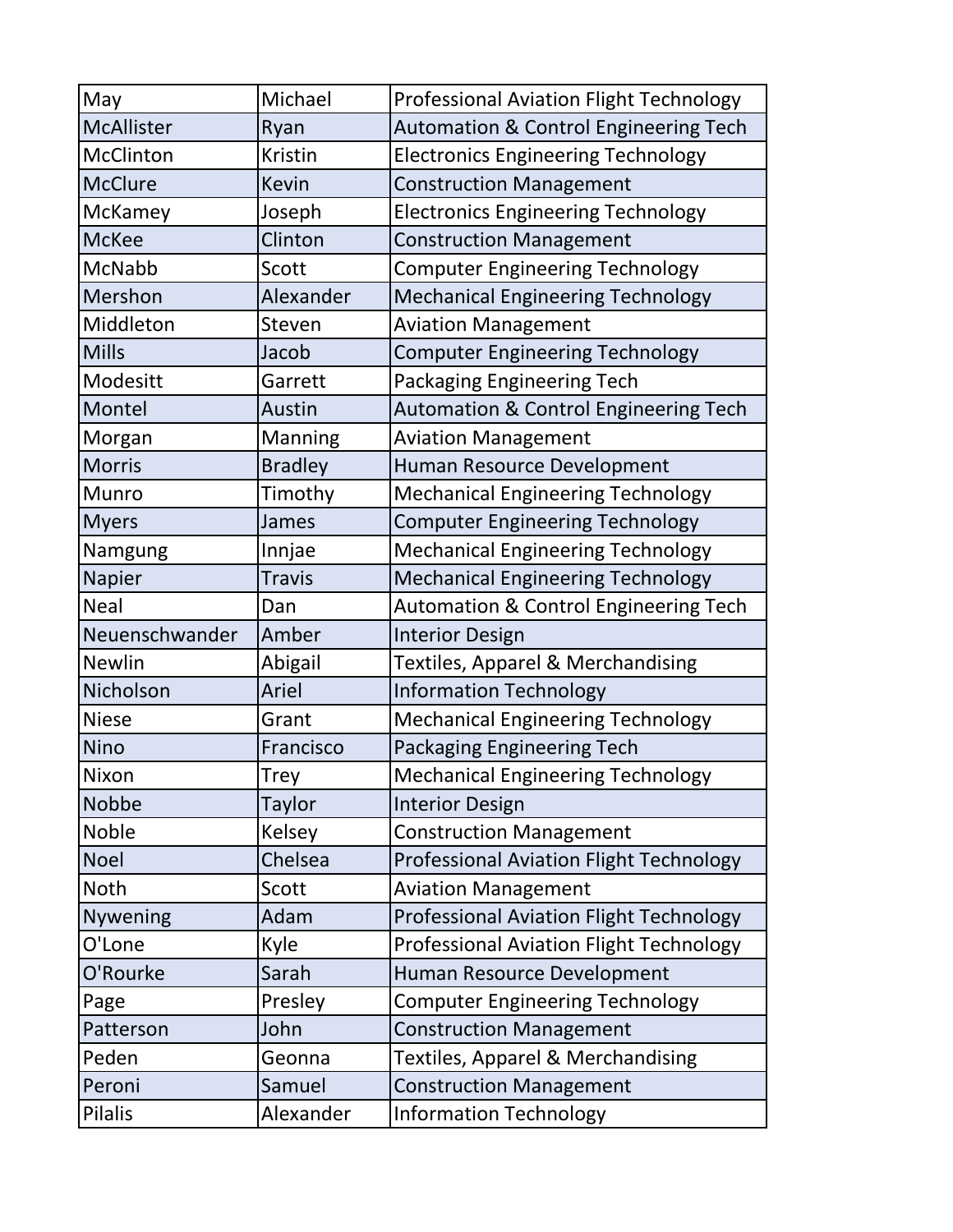| | | |
|---|---|---|
| May | Michael | Professional Aviation Flight Technology |
| McAllister | Ryan | Automation & Control Engineering Tech |
| McClinton | Kristin | Electronics Engineering Technology |
| McClure | Kevin | Construction Management |
| McKamey | Joseph | Electronics Engineering Technology |
| McKee | Clinton | Construction Management |
| McNabb | Scott | Computer Engineering Technology |
| Mershon | Alexander | Mechanical Engineering Technology |
| Middleton | Steven | Aviation Management |
| Mills | Jacob | Computer Engineering Technology |
| Modesitt | Garrett | Packaging Engineering Tech |
| Montel | Austin | Automation & Control Engineering Tech |
| Morgan | Manning | Aviation Management |
| Morris | Bradley | Human Resource Development |
| Munro | Timothy | Mechanical Engineering Technology |
| Myers | James | Computer Engineering Technology |
| Namgung | Innjae | Mechanical Engineering Technology |
| Napier | Travis | Mechanical Engineering Technology |
| Neal | Dan | Automation & Control Engineering Tech |
| Neuenschwander | Amber | Interior Design |
| Newlin | Abigail | Textiles, Apparel & Merchandising |
| Nicholson | Ariel | Information Technology |
| Niese | Grant | Mechanical Engineering Technology |
| Nino | Francisco | Packaging Engineering Tech |
| Nixon | Trey | Mechanical Engineering Technology |
| Nobbe | Taylor | Interior Design |
| Noble | Kelsey | Construction Management |
| Noel | Chelsea | Professional Aviation Flight Technology |
| Noth | Scott | Aviation Management |
| Nywening | Adam | Professional Aviation Flight Technology |
| O'Lone | Kyle | Professional Aviation Flight Technology |
| O'Rourke | Sarah | Human Resource Development |
| Page | Presley | Computer Engineering Technology |
| Patterson | John | Construction Management |
| Peden | Geonna | Textiles, Apparel & Merchandising |
| Peroni | Samuel | Construction Management |
| Pilalis | Alexander | Information Technology |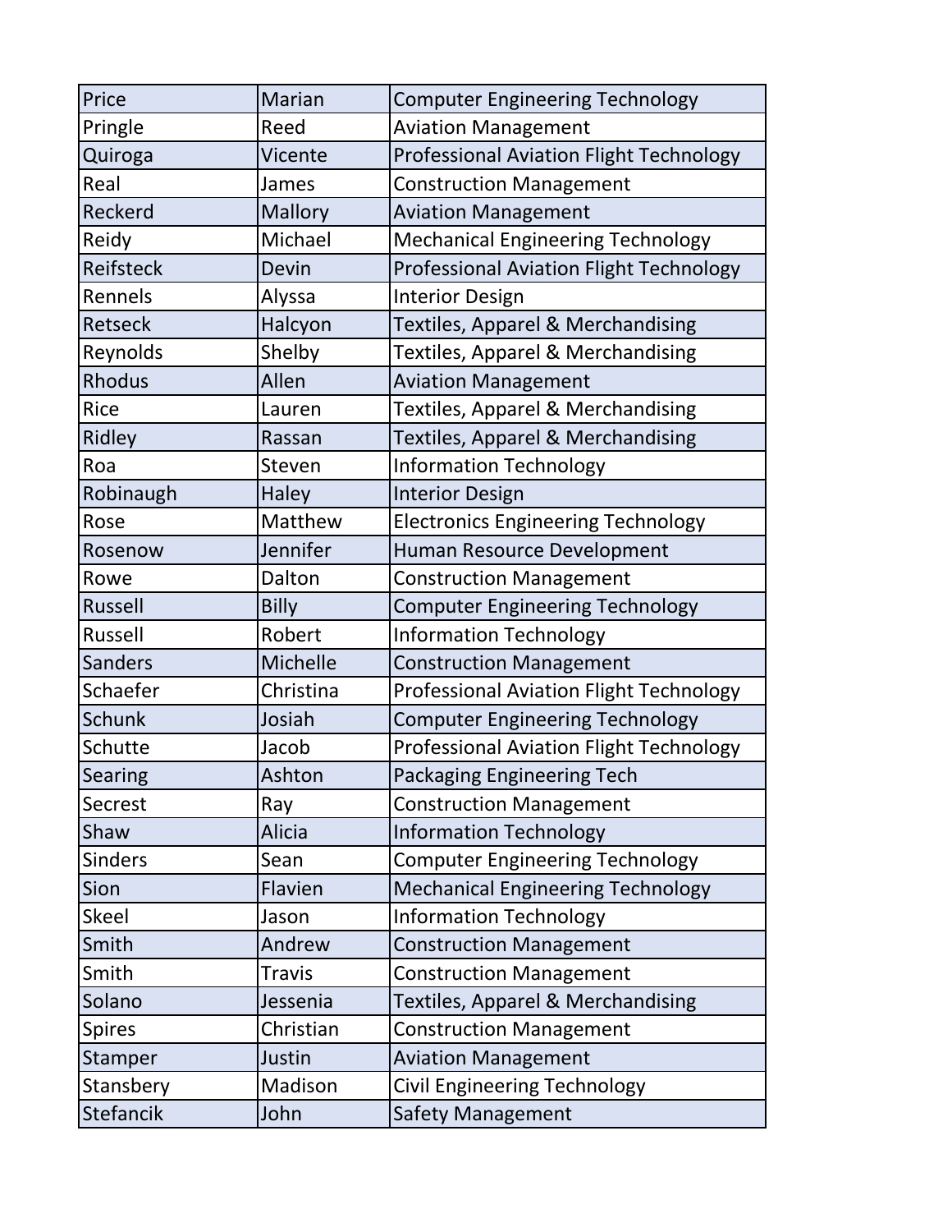| | | |
|---|---|---|
| Price | Marian | Computer Engineering Technology |
| Pringle | Reed | Aviation Management |
| Quiroga | Vicente | Professional Aviation Flight Technology |
| Real | James | Construction Management |
| Reckerd | Mallory | Aviation Management |
| Reidy | Michael | Mechanical Engineering Technology |
| Reifsteck | Devin | Professional Aviation Flight Technology |
| Rennels | Alyssa | Interior Design |
| Retseck | Halcyon | Textiles, Apparel & Merchandising |
| Reynolds | Shelby | Textiles, Apparel & Merchandising |
| Rhodus | Allen | Aviation Management |
| Rice | Lauren | Textiles, Apparel & Merchandising |
| Ridley | Rassan | Textiles, Apparel & Merchandising |
| Roa | Steven | Information Technology |
| Robinaugh | Haley | Interior Design |
| Rose | Matthew | Electronics Engineering Technology |
| Rosenow | Jennifer | Human Resource Development |
| Rowe | Dalton | Construction Management |
| Russell | Billy | Computer Engineering Technology |
| Russell | Robert | Information Technology |
| Sanders | Michelle | Construction Management |
| Schaefer | Christina | Professional Aviation Flight Technology |
| Schunk | Josiah | Computer Engineering Technology |
| Schutte | Jacob | Professional Aviation Flight Technology |
| Searing | Ashton | Packaging Engineering Tech |
| Secrest | Ray | Construction Management |
| Shaw | Alicia | Information Technology |
| Sinders | Sean | Computer Engineering Technology |
| Sion | Flavien | Mechanical Engineering Technology |
| Skeel | Jason | Information Technology |
| Smith | Andrew | Construction Management |
| Smith | Travis | Construction Management |
| Solano | Jessenia | Textiles, Apparel & Merchandising |
| Spires | Christian | Construction Management |
| Stamper | Justin | Aviation Management |
| Stansbery | Madison | Civil Engineering Technology |
| Stefancik | John | Safety Management |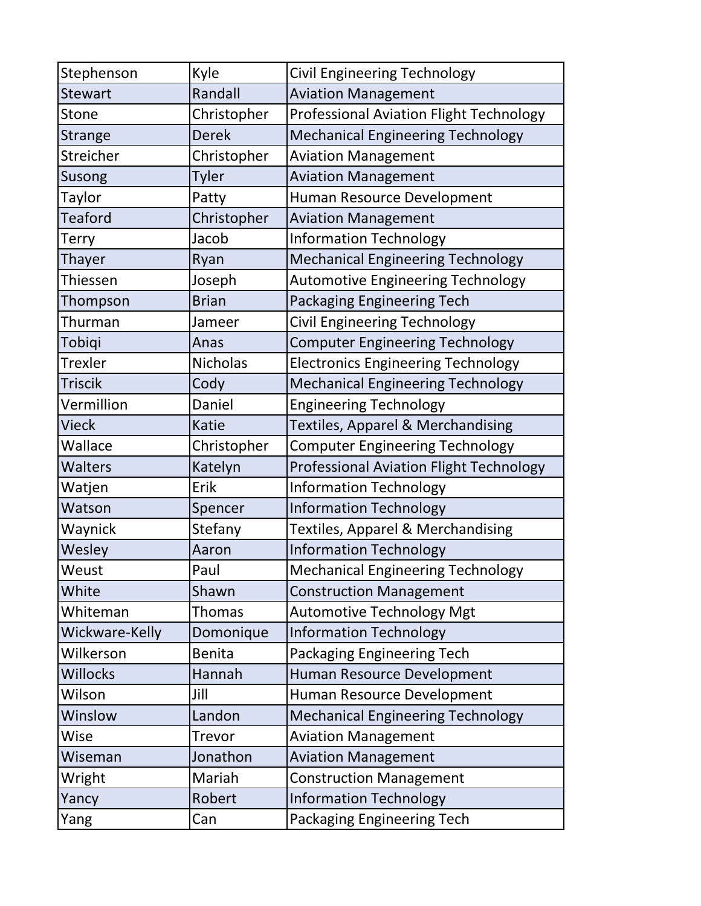| | | |
|---|---|---|
| Stephenson | Kyle | Civil Engineering Technology |
| Stewart | Randall | Aviation Management |
| Stone | Christopher | Professional Aviation Flight Technology |
| Strange | Derek | Mechanical Engineering Technology |
| Streicher | Christopher | Aviation Management |
| Susong | Tyler | Aviation Management |
| Taylor | Patty | Human Resource Development |
| Teaford | Christopher | Aviation Management |
| Terry | Jacob | Information Technology |
| Thayer | Ryan | Mechanical Engineering Technology |
| Thiessen | Joseph | Automotive Engineering Technology |
| Thompson | Brian | Packaging Engineering Tech |
| Thurman | Jameer | Civil Engineering Technology |
| Tobiqi | Anas | Computer Engineering Technology |
| Trexler | Nicholas | Electronics Engineering Technology |
| Triscik | Cody | Mechanical Engineering Technology |
| Vermillion | Daniel | Engineering Technology |
| Vieck | Katie | Textiles, Apparel & Merchandising |
| Wallace | Christopher | Computer Engineering Technology |
| Walters | Katelyn | Professional Aviation Flight Technology |
| Watjen | Erik | Information Technology |
| Watson | Spencer | Information Technology |
| Waynick | Stefany | Textiles, Apparel & Merchandising |
| Wesley | Aaron | Information Technology |
| Weust | Paul | Mechanical Engineering Technology |
| White | Shawn | Construction Management |
| Whiteman | Thomas | Automotive Technology Mgt |
| Wickware-Kelly | Domonique | Information Technology |
| Wilkerson | Benita | Packaging Engineering Tech |
| Willocks | Hannah | Human Resource Development |
| Wilson | Jill | Human Resource Development |
| Winslow | Landon | Mechanical Engineering Technology |
| Wise | Trevor | Aviation Management |
| Wiseman | Jonathon | Aviation Management |
| Wright | Mariah | Construction Management |
| Yancy | Robert | Information Technology |
| Yang | Can | Packaging Engineering Tech |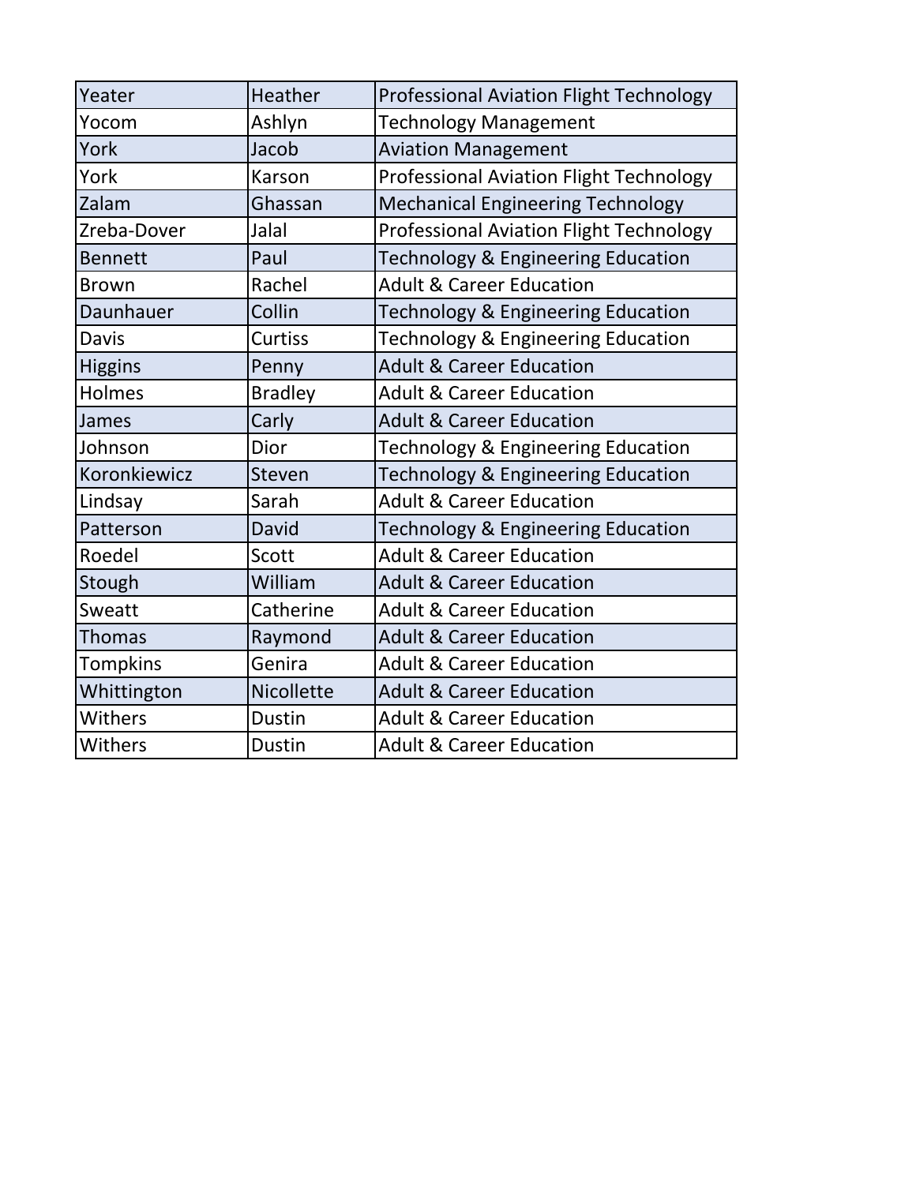| | | |
|---|---|---|
| Yeater | Heather | Professional Aviation Flight Technology |
| Yocom | Ashlyn | Technology Management |
| York | Jacob | Aviation Management |
| York | Karson | Professional Aviation Flight Technology |
| Zalam | Ghassan | Mechanical Engineering Technology |
| Zreba-Dover | Jalal | Professional Aviation Flight Technology |
| Bennett | Paul | Technology & Engineering Education |
| Brown | Rachel | Adult & Career Education |
| Daunhauer | Collin | Technology & Engineering Education |
| Davis | Curtiss | Technology & Engineering Education |
| Higgins | Penny | Adult & Career Education |
| Holmes | Bradley | Adult & Career Education |
| James | Carly | Adult & Career Education |
| Johnson | Dior | Technology & Engineering Education |
| Koronkiewicz | Steven | Technology & Engineering Education |
| Lindsay | Sarah | Adult & Career Education |
| Patterson | David | Technology & Engineering Education |
| Roedel | Scott | Adult & Career Education |
| Stough | William | Adult & Career Education |
| Sweatt | Catherine | Adult & Career Education |
| Thomas | Raymond | Adult & Career Education |
| Tompkins | Genira | Adult & Career Education |
| Whittington | Nicollette | Adult & Career Education |
| Withers | Dustin | Adult & Career Education |
| Withers | Dustin | Adult & Career Education |